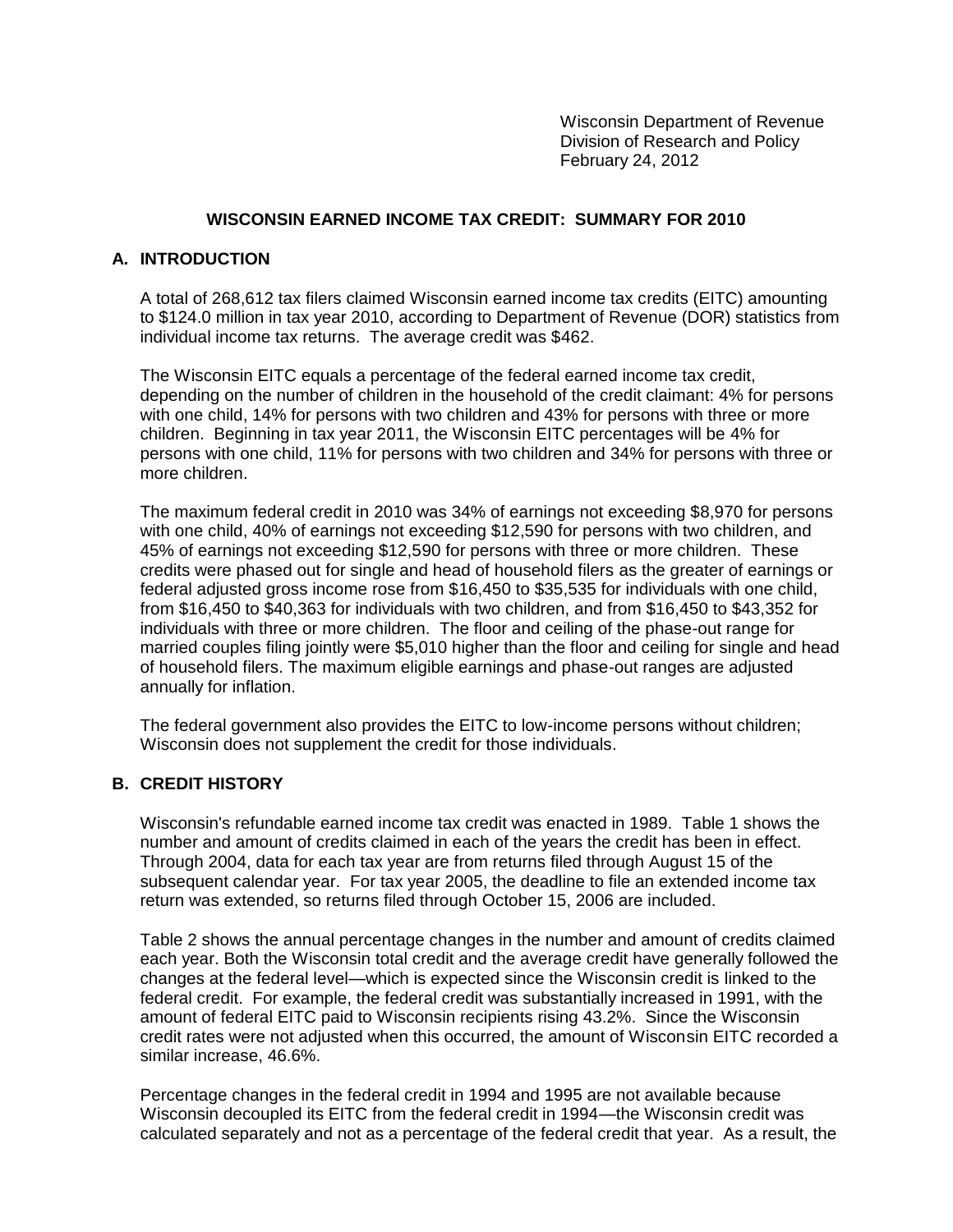Wisconsin Department of Revenue
Division of Research and Policy
February 24, 2012

# WISCONSIN EARNED INCOME TAX CREDIT: SUMMARY FOR 2010

## A. INTRODUCTION

A total of 268,612 tax filers claimed Wisconsin earned income tax credits (EITC) amounting to $124.0 million in tax year 2010, according to Department of Revenue (DOR) statistics from individual income tax returns. The average credit was $462.

The Wisconsin EITC equals a percentage of the federal earned income tax credit, depending on the number of children in the household of the credit claimant: 4% for persons with one child, 14% for persons with two children and 43% for persons with three or more children. Beginning in tax year 2011, the Wisconsin EITC percentages will be 4% for persons with one child, 11% for persons with two children and 34% for persons with three or more children.

The maximum federal credit in 2010 was 34% of earnings not exceeding $8,970 for persons with one child, 40% of earnings not exceeding $12,590 for persons with two children, and 45% of earnings not exceeding $12,590 for persons with three or more children. These credits were phased out for single and head of household filers as the greater of earnings or federal adjusted gross income rose from $16,450 to $35,535 for individuals with one child, from $16,450 to $40,363 for individuals with two children, and from $16,450 to $43,352 for individuals with three or more children. The floor and ceiling of the phase-out range for married couples filing jointly were $5,010 higher than the floor and ceiling for single and head of household filers. The maximum eligible earnings and phase-out ranges are adjusted annually for inflation.

The federal government also provides the EITC to low-income persons without children; Wisconsin does not supplement the credit for those individuals.

## B. CREDIT HISTORY

Wisconsin's refundable earned income tax credit was enacted in 1989. Table 1 shows the number and amount of credits claimed in each of the years the credit has been in effect. Through 2004, data for each tax year are from returns filed through August 15 of the subsequent calendar year. For tax year 2005, the deadline to file an extended income tax return was extended, so returns filed through October 15, 2006 are included.

Table 2 shows the annual percentage changes in the number and amount of credits claimed each year. Both the Wisconsin total credit and the average credit have generally followed the changes at the federal level—which is expected since the Wisconsin credit is linked to the federal credit. For example, the federal credit was substantially increased in 1991, with the amount of federal EITC paid to Wisconsin recipients rising 43.2%. Since the Wisconsin credit rates were not adjusted when this occurred, the amount of Wisconsin EITC recorded a similar increase, 46.6%.

Percentage changes in the federal credit in 1994 and 1995 are not available because Wisconsin decoupled its EITC from the federal credit in 1994—the Wisconsin credit was calculated separately and not as a percentage of the federal credit that year. As a result, the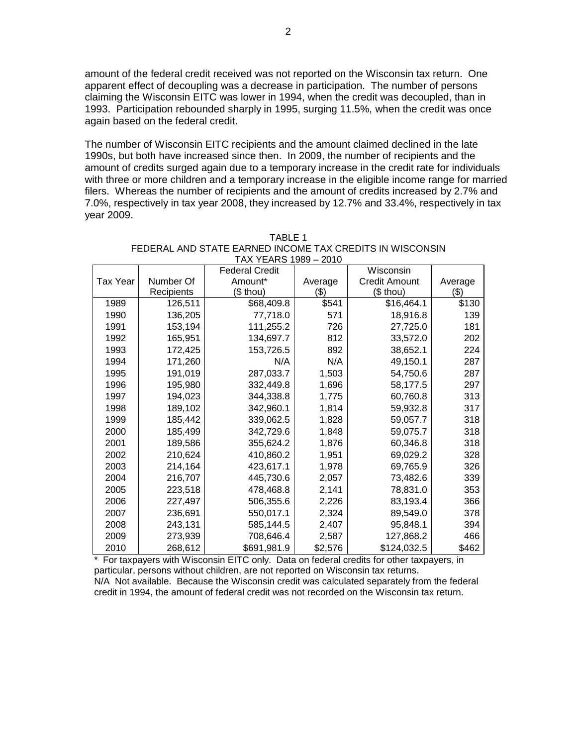amount of the federal credit received was not reported on the Wisconsin tax return. One apparent effect of decoupling was a decrease in participation. The number of persons claiming the Wisconsin EITC was lower in 1994, when the credit was decoupled, than in 1993. Participation rebounded sharply in 1995, surging 11.5%, when the credit was once again based on the federal credit.

The number of Wisconsin EITC recipients and the amount claimed declined in the late 1990s, but both have increased since then. In 2009, the number of recipients and the amount of credits surged again due to a temporary increase in the credit rate for individuals with three or more children and a temporary increase in the eligible income range for married filers. Whereas the number of recipients and the amount of credits increased by 2.7% and 7.0%, respectively in tax year 2008, they increased by 12.7% and 33.4%, respectively in tax year 2009.

TABLE 1
FEDERAL AND STATE EARNED INCOME TAX CREDITS IN WISCONSIN
TAX YEARS 1989 – 2010

| Tax Year | Number Of Recipients | Federal Credit Amount* ($ thou) | Average ($) | Wisconsin Credit Amount ($ thou) | Average ($) |
|---|---|---|---|---|---|
| 1989 | 126,511 | $68,409.8 | $541 | $16,464.1 | $130 |
| 1990 | 136,205 | 77,718.0 | 571 | 18,916.8 | 139 |
| 1991 | 153,194 | 111,255.2 | 726 | 27,725.0 | 181 |
| 1992 | 165,951 | 134,697.7 | 812 | 33,572.0 | 202 |
| 1993 | 172,425 | 153,726.5 | 892 | 38,652.1 | 224 |
| 1994 | 171,260 | N/A | N/A | 49,150.1 | 287 |
| 1995 | 191,019 | 287,033.7 | 1,503 | 54,750.6 | 287 |
| 1996 | 195,980 | 332,449.8 | 1,696 | 58,177.5 | 297 |
| 1997 | 194,023 | 344,338.8 | 1,775 | 60,760.8 | 313 |
| 1998 | 189,102 | 342,960.1 | 1,814 | 59,932.8 | 317 |
| 1999 | 185,442 | 339,062.5 | 1,828 | 59,057.7 | 318 |
| 2000 | 185,499 | 342,729.6 | 1,848 | 59,075.7 | 318 |
| 2001 | 189,586 | 355,624.2 | 1,876 | 60,346.8 | 318 |
| 2002 | 210,624 | 410,860.2 | 1,951 | 69,029.2 | 328 |
| 2003 | 214,164 | 423,617.1 | 1,978 | 69,765.9 | 326 |
| 2004 | 216,707 | 445,730.6 | 2,057 | 73,482.6 | 339 |
| 2005 | 223,518 | 478,468.8 | 2,141 | 78,831.0 | 353 |
| 2006 | 227,497 | 506,355.6 | 2,226 | 83,193.4 | 366 |
| 2007 | 236,691 | 550,017.1 | 2,324 | 89,549.0 | 378 |
| 2008 | 243,131 | 585,144.5 | 2,407 | 95,848.1 | 394 |
| 2009 | 273,939 | 708,646.4 | 2,587 | 127,868.2 | 466 |
| 2010 | 268,612 | $691,981.9 | $2,576 | $124,032.5 | $462 |

\* For taxpayers with Wisconsin EITC only. Data on federal credits for other taxpayers, in particular, persons without children, are not reported on Wisconsin tax returns.
N/A Not available. Because the Wisconsin credit was calculated separately from the federal credit in 1994, the amount of federal credit was not recorded on the Wisconsin tax return.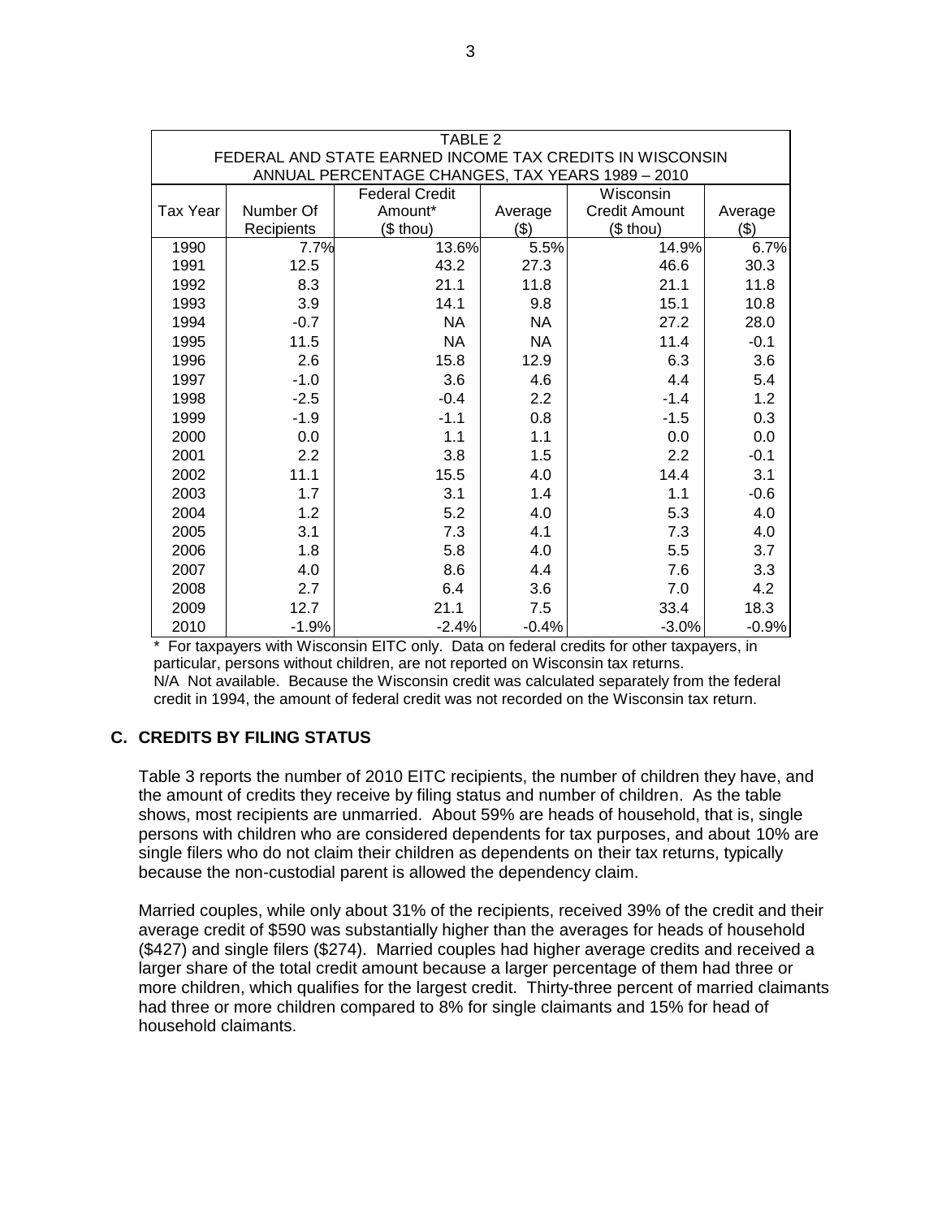| TABLE 2<br>FEDERAL AND STATE EARNED INCOME TAX CREDITS IN WISCONSIN<br>ANNUAL PERCENTAGE CHANGES, TAX YEARS 1989 – 2010 | | | | | |
|---|---|---|---|---|---|
| Tax Year | Number Of Recipients | Federal Credit Amount* ($ thou) | Average ($) | Wisconsin Credit Amount ($ thou) | Average ($) |
| 1990 | 7.7% | 13.6% | 5.5% | 14.9% | 6.7% |
| 1991 | 12.5 | 43.2 | 27.3 | 46.6 | 30.3 |
| 1992 | 8.3 | 21.1 | 11.8 | 21.1 | 11.8 |
| 1993 | 3.9 | 14.1 | 9.8 | 15.1 | 10.8 |
| 1994 | -0.7 | NA | NA | 27.2 | 28.0 |
| 1995 | 11.5 | NA | NA | 11.4 | -0.1 |
| 1996 | 2.6 | 15.8 | 12.9 | 6.3 | 3.6 |
| 1997 | -1.0 | 3.6 | 4.6 | 4.4 | 5.4 |
| 1998 | -2.5 | -0.4 | 2.2 | -1.4 | 1.2 |
| 1999 | -1.9 | -1.1 | 0.8 | -1.5 | 0.3 |
| 2000 | 0.0 | 1.1 | 1.1 | 0.0 | 0.0 |
| 2001 | 2.2 | 3.8 | 1.5 | 2.2 | -0.1 |
| 2002 | 11.1 | 15.5 | 4.0 | 14.4 | 3.1 |
| 2003 | 1.7 | 3.1 | 1.4 | 1.1 | -0.6 |
| 2004 | 1.2 | 5.2 | 4.0 | 5.3 | 4.0 |
| 2005 | 3.1 | 7.3 | 4.1 | 7.3 | 4.0 |
| 2006 | 1.8 | 5.8 | 4.0 | 5.5 | 3.7 |
| 2007 | 4.0 | 8.6 | 4.4 | 7.6 | 3.3 |
| 2008 | 2.7 | 6.4 | 3.6 | 7.0 | 4.2 |
| 2009 | 12.7 | 21.1 | 7.5 | 33.4 | 18.3 |
| 2010 | -1.9% | -2.4% | -0.4% | -3.0% | -0.9% |

* For taxpayers with Wisconsin EITC only. Data on federal credits for other taxpayers, in particular, persons without children, are not reported on Wisconsin tax returns.
N/A Not available. Because the Wisconsin credit was calculated separately from the federal credit in 1994, the amount of federal credit was not recorded on the Wisconsin tax return.

## C. CREDITS BY FILING STATUS

Table 3 reports the number of 2010 EITC recipients, the number of children they have, and the amount of credits they receive by filing status and number of children. As the table shows, most recipients are unmarried. About 59% are heads of household, that is, single persons with children who are considered dependents for tax purposes, and about 10% are single filers who do not claim their children as dependents on their tax returns, typically because the non-custodial parent is allowed the dependency claim.

Married couples, while only about 31% of the recipients, received 39% of the credit and their average credit of $590 was substantially higher than the averages for heads of household ($427) and single filers ($274). Married couples had higher average credits and received a larger share of the total credit amount because a larger percentage of them had three or more children, which qualifies for the largest credit. Thirty-three percent of married claimants had three or more children compared to 8% for single claimants and 15% for head of household claimants.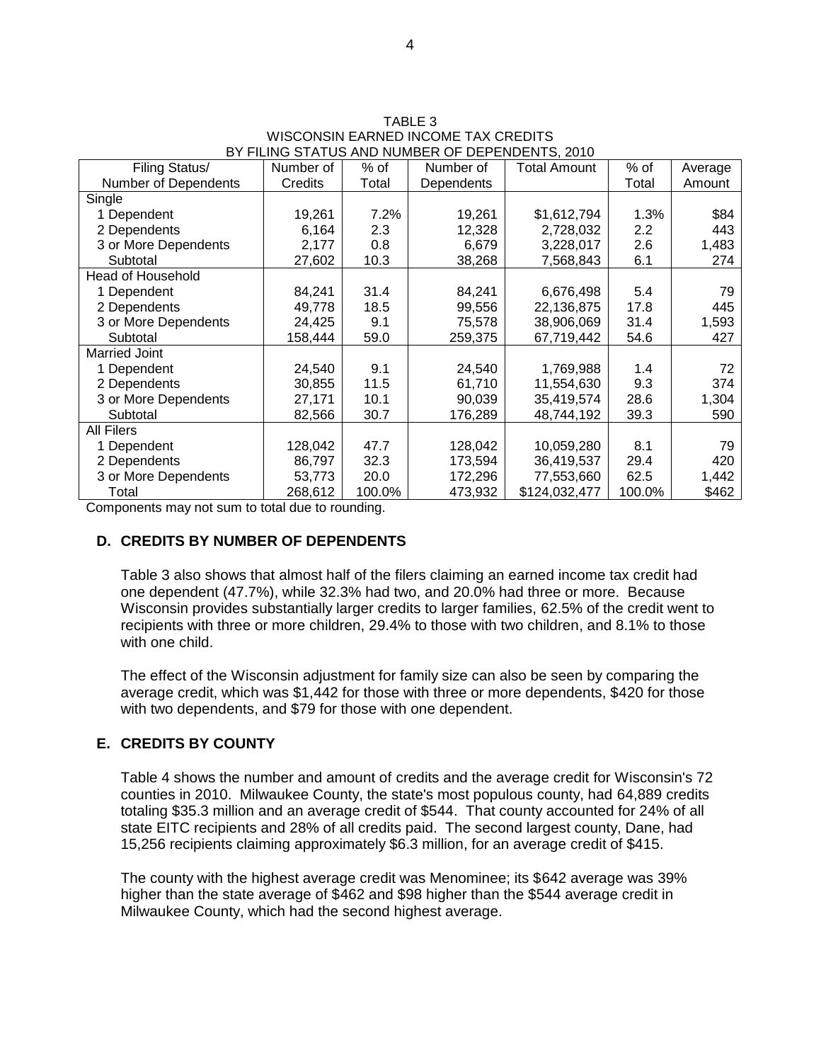TABLE 3
WISCONSIN EARNED INCOME TAX CREDITS
BY FILING STATUS AND NUMBER OF DEPENDENTS, 2010

| Filing Status/ Number of Dependents | Number of Credits | % of Total | Number of Dependents | Total Amount | % of Total | Average Amount |
|---|---|---|---|---|---|---|
| Single | | | | | | |
| 1 Dependent | 19,261 | 7.2% | 19,261 | $1,612,794 | 1.3% | $84 |
| 2 Dependents | 6,164 | 2.3 | 12,328 | 2,728,032 | 2.2 | 443 |
| 3 or More Dependents | 2,177 | 0.8 | 6,679 | 3,228,017 | 2.6 | 1,483 |
| Subtotal | 27,602 | 10.3 | 38,268 | 7,568,843 | 6.1 | 274 |
| Head of Household | | | | | | |
| 1 Dependent | 84,241 | 31.4 | 84,241 | 6,676,498 | 5.4 | 79 |
| 2 Dependents | 49,778 | 18.5 | 99,556 | 22,136,875 | 17.8 | 445 |
| 3 or More Dependents | 24,425 | 9.1 | 75,578 | 38,906,069 | 31.4 | 1,593 |
| Subtotal | 158,444 | 59.0 | 259,375 | 67,719,442 | 54.6 | 427 |
| Married Joint | | | | | | |
| 1 Dependent | 24,540 | 9.1 | 24,540 | 1,769,988 | 1.4 | 72 |
| 2 Dependents | 30,855 | 11.5 | 61,710 | 11,554,630 | 9.3 | 374 |
| 3 or More Dependents | 27,171 | 10.1 | 90,039 | 35,419,574 | 28.6 | 1,304 |
| Subtotal | 82,566 | 30.7 | 176,289 | 48,744,192 | 39.3 | 590 |
| All Filers | | | | | | |
| 1 Dependent | 128,042 | 47.7 | 128,042 | 10,059,280 | 8.1 | 79 |
| 2 Dependents | 86,797 | 32.3 | 173,594 | 36,419,537 | 29.4 | 420 |
| 3 or More Dependents | 53,773 | 20.0 | 172,296 | 77,553,660 | 62.5 | 1,442 |
| Total | 268,612 | 100.0% | 473,932 | $124,032,477 | 100.0% | $462 |

Components may not sum to total due to rounding.

## D. CREDITS BY NUMBER OF DEPENDENTS

Table 3 also shows that almost half of the filers claiming an earned income tax credit had one dependent (47.7%), while 32.3% had two, and 20.0% had three or more. Because Wisconsin provides substantially larger credits to larger families, 62.5% of the credit went to recipients with three or more children, 29.4% to those with two children, and 8.1% to those with one child.

The effect of the Wisconsin adjustment for family size can also be seen by comparing the average credit, which was $1,442 for those with three or more dependents, $420 for those with two dependents, and $79 for those with one dependent.

## E. CREDITS BY COUNTY

Table 4 shows the number and amount of credits and the average credit for Wisconsin's 72 counties in 2010. Milwaukee County, the state's most populous county, had 64,889 credits totaling $35.3 million and an average credit of $544. That county accounted for 24% of all state EITC recipients and 28% of all credits paid. The second largest county, Dane, had 15,256 recipients claiming approximately $6.3 million, for an average credit of $415.

The county with the highest average credit was Menominee; its $642 average was 39% higher than the state average of $462 and $98 higher than the $544 average credit in Milwaukee County, which had the second highest average.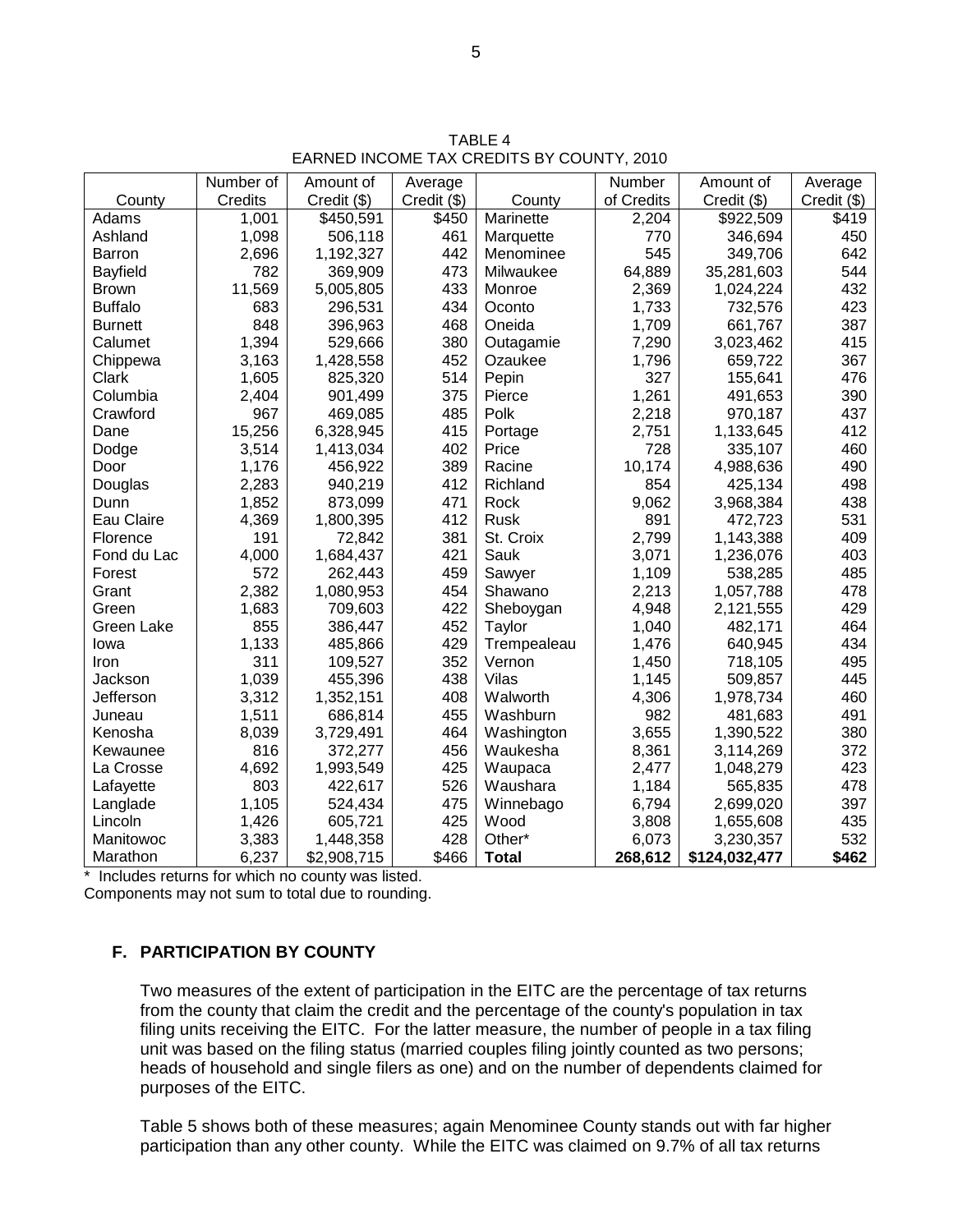TABLE 4
EARNED INCOME TAX CREDITS BY COUNTY, 2010

| County | Number of Credits | Amount of Credit ($) | Average Credit ($) | County | Number of Credits | Amount of Credit ($) | Average Credit ($) |
|---|---|---|---|---|---|---|---|
| Adams | 1,001 | $450,591 | $450 | Marinette | 2,204 | $922,509 | $419 |
| Ashland | 1,098 | 506,118 | 461 | Marquette | 770 | 346,694 | 450 |
| Barron | 2,696 | 1,192,327 | 442 | Menominee | 545 | 349,706 | 642 |
| Bayfield | 782 | 369,909 | 473 | Milwaukee | 64,889 | 35,281,603 | 544 |
| Brown | 11,569 | 5,005,805 | 433 | Monroe | 2,369 | 1,024,224 | 432 |
| Buffalo | 683 | 296,531 | 434 | Oconto | 1,733 | 732,576 | 423 |
| Burnett | 848 | 396,963 | 468 | Oneida | 1,709 | 661,767 | 387 |
| Calumet | 1,394 | 529,666 | 380 | Outagamie | 7,290 | 3,023,462 | 415 |
| Chippewa | 3,163 | 1,428,558 | 452 | Ozaukee | 1,796 | 659,722 | 367 |
| Clark | 1,605 | 825,320 | 514 | Pepin | 327 | 155,641 | 476 |
| Columbia | 2,404 | 901,499 | 375 | Pierce | 1,261 | 491,653 | 390 |
| Crawford | 967 | 469,085 | 485 | Polk | 2,218 | 970,187 | 437 |
| Dane | 15,256 | 6,328,945 | 415 | Portage | 2,751 | 1,133,645 | 412 |
| Dodge | 3,514 | 1,413,034 | 402 | Price | 728 | 335,107 | 460 |
| Door | 1,176 | 456,922 | 389 | Racine | 10,174 | 4,988,636 | 490 |
| Douglas | 2,283 | 940,219 | 412 | Richland | 854 | 425,134 | 498 |
| Dunn | 1,852 | 873,099 | 471 | Rock | 9,062 | 3,968,384 | 438 |
| Eau Claire | 4,369 | 1,800,395 | 412 | Rusk | 891 | 472,723 | 531 |
| Florence | 191 | 72,842 | 381 | St. Croix | 2,799 | 1,143,388 | 409 |
| Fond du Lac | 4,000 | 1,684,437 | 421 | Sauk | 3,071 | 1,236,076 | 403 |
| Forest | 572 | 262,443 | 459 | Sawyer | 1,109 | 538,285 | 485 |
| Grant | 2,382 | 1,080,953 | 454 | Shawano | 2,213 | 1,057,788 | 478 |
| Green | 1,683 | 709,603 | 422 | Sheboygan | 4,948 | 2,121,555 | 429 |
| Green Lake | 855 | 386,447 | 452 | Taylor | 1,040 | 482,171 | 464 |
| Iowa | 1,133 | 485,866 | 429 | Trempealeau | 1,476 | 640,945 | 434 |
| Iron | 311 | 109,527 | 352 | Vernon | 1,450 | 718,105 | 495 |
| Jackson | 1,039 | 455,396 | 438 | Vilas | 1,145 | 509,857 | 445 |
| Jefferson | 3,312 | 1,352,151 | 408 | Walworth | 4,306 | 1,978,734 | 460 |
| Juneau | 1,511 | 686,814 | 455 | Washburn | 982 | 481,683 | 491 |
| Kenosha | 8,039 | 3,729,491 | 464 | Washington | 3,655 | 1,390,522 | 380 |
| Kewaunee | 816 | 372,277 | 456 | Waukesha | 8,361 | 3,114,269 | 372 |
| La Crosse | 4,692 | 1,993,549 | 425 | Waupaca | 2,477 | 1,048,279 | 423 |
| Lafayette | 803 | 422,617 | 526 | Waushara | 1,184 | 565,835 | 478 |
| Langlade | 1,105 | 524,434 | 475 | Winnebago | 6,794 | 2,699,020 | 397 |
| Lincoln | 1,426 | 605,721 | 425 | Wood | 3,808 | 1,655,608 | 435 |
| Manitowoc | 3,383 | 1,448,358 | 428 | Other* | 6,073 | 3,230,357 | 532 |
| Marathon | 6,237 | $2,908,715 | $466 | **Total** | **268,612** | **$124,032,477** | **$462** |

\* Includes returns for which no county was listed.
Components may not sum to total due to rounding.

### F. PARTICIPATION BY COUNTY

Two measures of the extent of participation in the EITC are the percentage of tax returns from the county that claim the credit and the percentage of the county's population in tax filing units receiving the EITC. For the latter measure, the number of people in a tax filing unit was based on the filing status (married couples filing jointly counted as two persons; heads of household and single filers as one) and on the number of dependents claimed for purposes of the EITC.

Table 5 shows both of these measures; again Menominee County stands out with far higher participation than any other county. While the EITC was claimed on 9.7% of all tax returns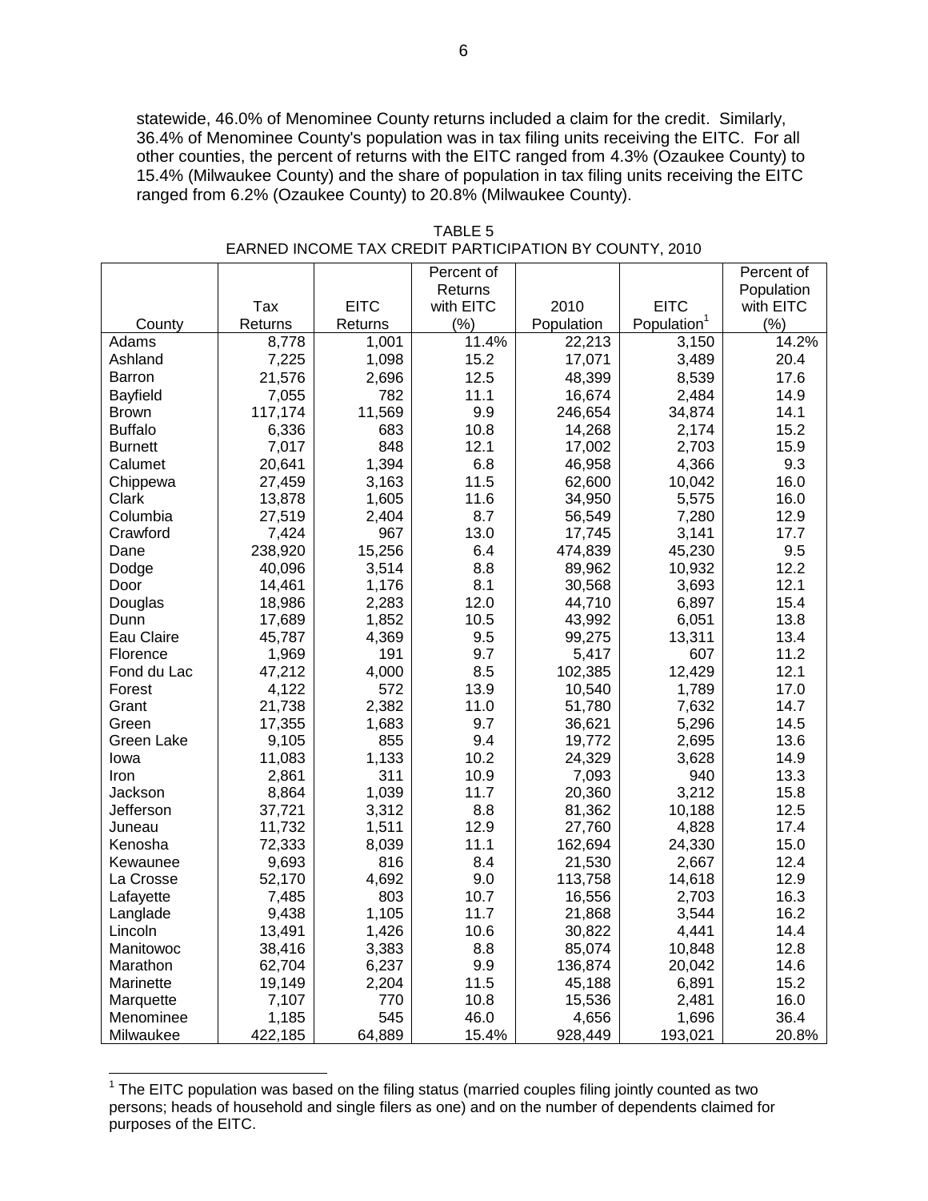statewide, 46.0% of Menominee County returns included a claim for the credit. Similarly, 36.4% of Menominee County's population was in tax filing units receiving the EITC. For all other counties, the percent of returns with the EITC ranged from 4.3% (Ozaukee County) to 15.4% (Milwaukee County) and the share of population in tax filing units receiving the EITC ranged from 6.2% (Ozaukee County) to 20.8% (Milwaukee County).

TABLE 5
EARNED INCOME TAX CREDIT PARTICIPATION BY COUNTY, 2010

| County | Tax Returns | EITC Returns | Percent of Returns with EITC (%) | 2010 Population | EITC Population[1] | Percent of Population with EITC (%) |
|---|---|---|---|---|---|---|
| Adams | 8,778 | 1,001 | 11.4% | 22,213 | 3,150 | 14.2% |
| Ashland | 7,225 | 1,098 | 15.2 | 17,071 | 3,489 | 20.4 |
| Barron | 21,576 | 2,696 | 12.5 | 48,399 | 8,539 | 17.6 |
| Bayfield | 7,055 | 782 | 11.1 | 16,674 | 2,484 | 14.9 |
| Brown | 117,174 | 11,569 | 9.9 | 246,654 | 34,874 | 14.1 |
| Buffalo | 6,336 | 683 | 10.8 | 14,268 | 2,174 | 15.2 |
| Burnett | 7,017 | 848 | 12.1 | 17,002 | 2,703 | 15.9 |
| Calumet | 20,641 | 1,394 | 6.8 | 46,958 | 4,366 | 9.3 |
| Chippewa | 27,459 | 3,163 | 11.5 | 62,600 | 10,042 | 16.0 |
| Clark | 13,878 | 1,605 | 11.6 | 34,950 | 5,575 | 16.0 |
| Columbia | 27,519 | 2,404 | 8.7 | 56,549 | 7,280 | 12.9 |
| Crawford | 7,424 | 967 | 13.0 | 17,745 | 3,141 | 17.7 |
| Dane | 238,920 | 15,256 | 6.4 | 474,839 | 45,230 | 9.5 |
| Dodge | 40,096 | 3,514 | 8.8 | 89,962 | 10,932 | 12.2 |
| Door | 14,461 | 1,176 | 8.1 | 30,568 | 3,693 | 12.1 |
| Douglas | 18,986 | 2,283 | 12.0 | 44,710 | 6,897 | 15.4 |
| Dunn | 17,689 | 1,852 | 10.5 | 43,992 | 6,051 | 13.8 |
| Eau Claire | 45,787 | 4,369 | 9.5 | 99,275 | 13,311 | 13.4 |
| Florence | 1,969 | 191 | 9.7 | 5,417 | 607 | 11.2 |
| Fond du Lac | 47,212 | 4,000 | 8.5 | 102,385 | 12,429 | 12.1 |
| Forest | 4,122 | 572 | 13.9 | 10,540 | 1,789 | 17.0 |
| Grant | 21,738 | 2,382 | 11.0 | 51,780 | 7,632 | 14.7 |
| Green | 17,355 | 1,683 | 9.7 | 36,621 | 5,296 | 14.5 |
| Green Lake | 9,105 | 855 | 9.4 | 19,772 | 2,695 | 13.6 |
| Iowa | 11,083 | 1,133 | 10.2 | 24,329 | 3,628 | 14.9 |
| Iron | 2,861 | 311 | 10.9 | 7,093 | 940 | 13.3 |
| Jackson | 8,864 | 1,039 | 11.7 | 20,360 | 3,212 | 15.8 |
| Jefferson | 37,721 | 3,312 | 8.8 | 81,362 | 10,188 | 12.5 |
| Juneau | 11,732 | 1,511 | 12.9 | 27,760 | 4,828 | 17.4 |
| Kenosha | 72,333 | 8,039 | 11.1 | 162,694 | 24,330 | 15.0 |
| Kewaunee | 9,693 | 816 | 8.4 | 21,530 | 2,667 | 12.4 |
| La Crosse | 52,170 | 4,692 | 9.0 | 113,758 | 14,618 | 12.9 |
| Lafayette | 7,485 | 803 | 10.7 | 16,556 | 2,703 | 16.3 |
| Langlade | 9,438 | 1,105 | 11.7 | 21,868 | 3,544 | 16.2 |
| Lincoln | 13,491 | 1,426 | 10.6 | 30,822 | 4,441 | 14.4 |
| Manitowoc | 38,416 | 3,383 | 8.8 | 85,074 | 10,848 | 12.8 |
| Marathon | 62,704 | 6,237 | 9.9 | 136,874 | 20,042 | 14.6 |
| Marinette | 19,149 | 2,204 | 11.5 | 45,188 | 6,891 | 15.2 |
| Marquette | 7,107 | 770 | 10.8 | 15,536 | 2,481 | 16.0 |
| Menominee | 1,185 | 545 | 46.0 | 4,656 | 1,696 | 36.4 |
| Milwaukee | 422,185 | 64,889 | 15.4% | 928,449 | 193,021 | 20.8% |

[1] The EITC population was based on the filing status (married couples filing jointly counted as two persons; heads of household and single filers as one) and on the number of dependents claimed for purposes of the EITC.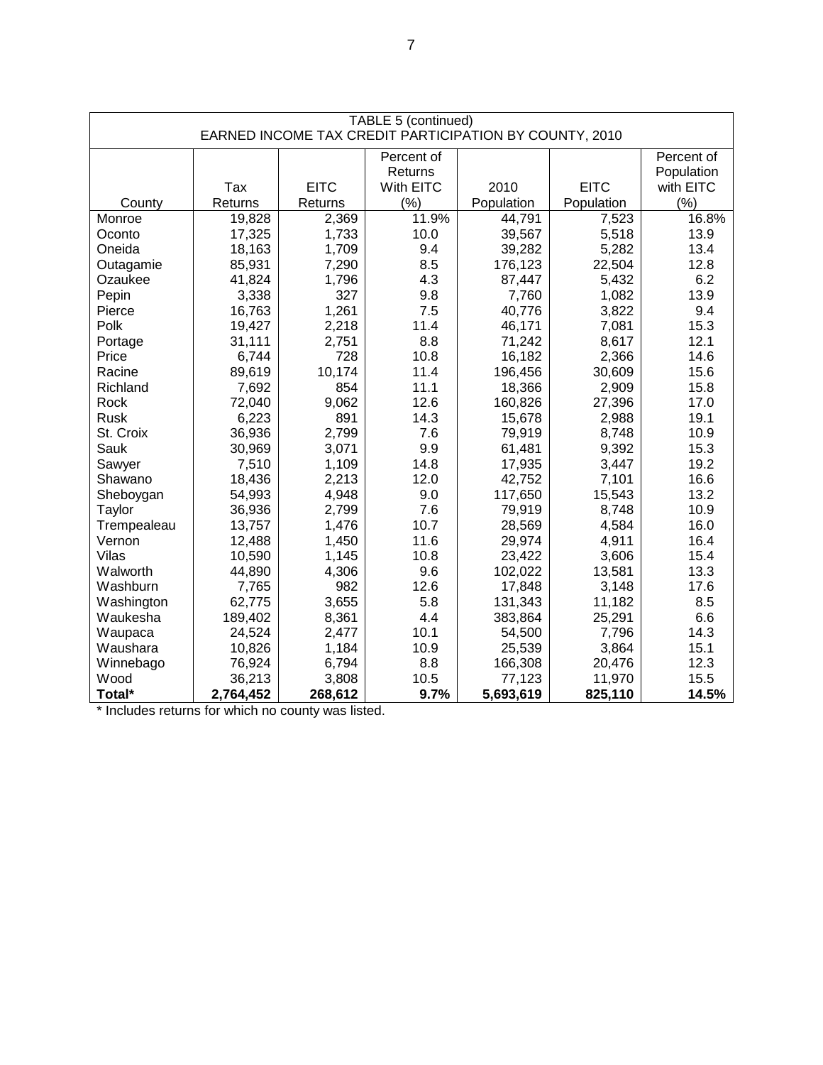| TABLE 5 (continued) EARNED INCOME TAX CREDIT PARTICIPATION BY COUNTY, 2010 | | | | | | |
|---|---|---|---|---|---|---|
| County | Tax Returns | EITC Returns | Percent of Returns With EITC (%) | 2010 Population | EITC Population | Percent of Population with EITC (%) |
| Monroe | 19,828 | 2,369 | 11.9% | 44,791 | 7,523 | 16.8% |
| Oconto | 17,325 | 1,733 | 10.0 | 39,567 | 5,518 | 13.9 |
| Oneida | 18,163 | 1,709 | 9.4 | 39,282 | 5,282 | 13.4 |
| Outagamie | 85,931 | 7,290 | 8.5 | 176,123 | 22,504 | 12.8 |
| Ozaukee | 41,824 | 1,796 | 4.3 | 87,447 | 5,432 | 6.2 |
| Pepin | 3,338 | 327 | 9.8 | 7,760 | 1,082 | 13.9 |
| Pierce | 16,763 | 1,261 | 7.5 | 40,776 | 3,822 | 9.4 |
| Polk | 19,427 | 2,218 | 11.4 | 46,171 | 7,081 | 15.3 |
| Portage | 31,111 | 2,751 | 8.8 | 71,242 | 8,617 | 12.1 |
| Price | 6,744 | 728 | 10.8 | 16,182 | 2,366 | 14.6 |
| Racine | 89,619 | 10,174 | 11.4 | 196,456 | 30,609 | 15.6 |
| Richland | 7,692 | 854 | 11.1 | 18,366 | 2,909 | 15.8 |
| Rock | 72,040 | 9,062 | 12.6 | 160,826 | 27,396 | 17.0 |
| Rusk | 6,223 | 891 | 14.3 | 15,678 | 2,988 | 19.1 |
| St. Croix | 36,936 | 2,799 | 7.6 | 79,919 | 8,748 | 10.9 |
| Sauk | 30,969 | 3,071 | 9.9 | 61,481 | 9,392 | 15.3 |
| Sawyer | 7,510 | 1,109 | 14.8 | 17,935 | 3,447 | 19.2 |
| Shawano | 18,436 | 2,213 | 12.0 | 42,752 | 7,101 | 16.6 |
| Sheboygan | 54,993 | 4,948 | 9.0 | 117,650 | 15,543 | 13.2 |
| Taylor | 36,936 | 2,799 | 7.6 | 79,919 | 8,748 | 10.9 |
| Trempealeau | 13,757 | 1,476 | 10.7 | 28,569 | 4,584 | 16.0 |
| Vernon | 12,488 | 1,450 | 11.6 | 29,974 | 4,911 | 16.4 |
| Vilas | 10,590 | 1,145 | 10.8 | 23,422 | 3,606 | 15.4 |
| Walworth | 44,890 | 4,306 | 9.6 | 102,022 | 13,581 | 13.3 |
| Washburn | 7,765 | 982 | 12.6 | 17,848 | 3,148 | 17.6 |
| Washington | 62,775 | 3,655 | 5.8 | 131,343 | 11,182 | 8.5 |
| Waukesha | 189,402 | 8,361 | 4.4 | 383,864 | 25,291 | 6.6 |
| Waupaca | 24,524 | 2,477 | 10.1 | 54,500 | 7,796 | 14.3 |
| Waushara | 10,826 | 1,184 | 10.9 | 25,539 | 3,864 | 15.1 |
| Winnebago | 76,924 | 6,794 | 8.8 | 166,308 | 20,476 | 12.3 |
| Wood | 36,213 | 3,808 | 10.5 | 77,123 | 11,970 | 15.5 |
| **Total*** | **2,764,452** | **268,612** | **9.7%** | **5,693,619** | **825,110** | **14.5%** |

* Includes returns for which no county was listed.